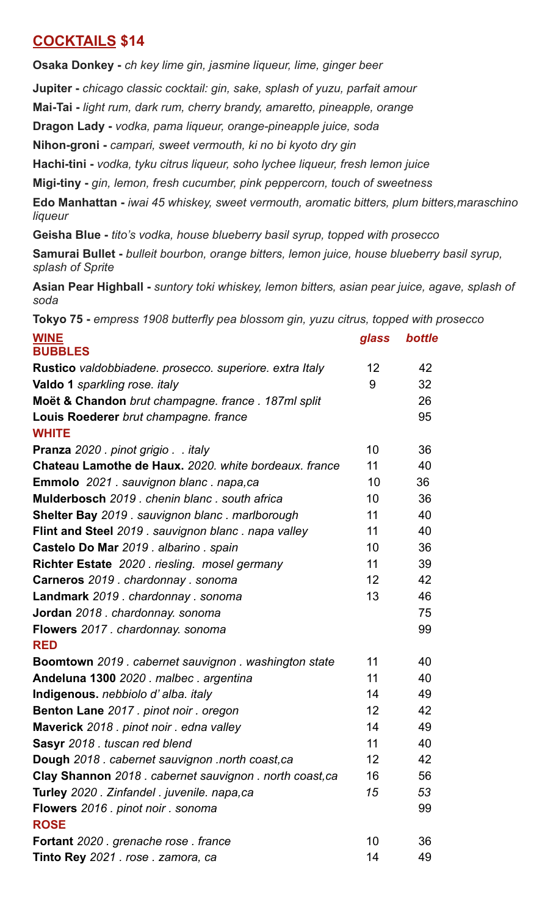## COCKTAILS $14

**Osaka Donkey -** *ch key lime gin, jasmine liqueur, lime, ginger beer*

**Jupiter -** *chicago classic cocktail: gin, sake, splash of yuzu, parfait amour*

**Mai-Tai -** *light rum, dark rum, cherry brandy, amaretto, pineapple, orange*

**Dragon Lady -** *vodka, pama liqueur, orange-pineapple juice, soda*

**Nihon-groni -** *campari, sweet vermouth, ki no bi kyoto dry gin*

**Hachi-tini -** *vodka, tyku citrus liqueur, soho lychee liqueur, fresh lemon juice*

**Migi-tiny -** *gin, lemon, fresh cucumber, pink peppercorn, touch of sweetness*

**Edo Manhattan -** *iwai 45 whiskey, sweet vermouth, aromatic bitters, plum bitters,maraschino liqueur*

**Geisha Blue -** *tito's vodka, house blueberry basil syrup, topped with prosecco*

**Samurai Bullet -** *bulleit bourbon, orange bitters, lemon juice, house blueberry basil syrup, splash of Sprite*

**Asian Pear Highball -** *suntory toki whiskey, lemon bitters, asian pear juice, agave, splash of soda*

**Tokyo 75 -** *empress 1908 butterfly pea blossom gin, yuzu citrus, topped with prosecco*

| WINE | *glass* | *bottle* |
|---|---|---|
| **BUBBLES** | | |
| **Rustico** *valdobbiadene. prosecco. superiore. extra Italy* | 12 | 42 |
| **Valdo 1** *sparkling rose. italy* | 9 | 32 |
| **Moët & Chandon** *brut champagne. france . 187ml split* | | 26 |
| **Louis Roederer** *brut champagne. france* | | 95 |
| **WHITE** | | |
| **Pranza** *2020 . pinot grigio . . italy* | 10 | 36 |
| **Chateau Lamothe de Haux.** *2020. white bordeaux. france* | 11 | 40 |
| **Emmolo** *2021 . sauvignon blanc . napa,ca* | 10 | 36 |
| **Mulderbosch** *2019 . chenin blanc . south africa* | 10 | 36 |
| **Shelter Bay** *2019 . sauvignon blanc . marlborough* | 11 | 40 |
| **Flint and Steel** *2019 . sauvignon blanc . napa valley* | 11 | 40 |
| **Castelo Do Mar** *2019 . albarino . spain* | 10 | 36 |
| **Richter Estate** *2020 . riesling. mosel germany* | 11 | 39 |
| **Carneros** *2019 . chardonny . sonoma* | 12 | 42 |
| **Landmark** *2019 . chardonnay . sonoma* | 13 | 46 |
| **Jordan** *2018 . chardonnay. sonoma* | | 75 |
| **Flowers** *2017 . chardonnay. sonoma* | | 99 |
| **RED** | | |
| **Boomtown** *2019 . cabernet sauvignon . washington state* | 11 | 40 |
| **Andeluna 1300** *2020 . malbec . argentina* | 11 | 40 |
| **Indigenous.** *nebbiolo d' alba. italy* | 14 | 49 |
| **Benton Lane** *2017 . pinot noir . oregon* | 12 | 42 |
| **Maverick** *2018 . pinot noir . edna valley* | 14 | 49 |
| **Sasyr** *2018 . tuscan red blend* | 11 | 40 |
| **Dough** *2018 . cabernet sauvignon .north coast,ca* | 12 | 42 |
| **Clay Shannon** *2018 . cabernet sauvignon . north coast,ca* | 16 | 56 |
| **Turley** *2020 . Zinfandel . juvenile. napa,ca* | *15* | *53* |
| **Flowers** *2016 . pinot noir . sonoma* | | 99 |
| **ROSE** | | |
| **Fortant** *2020 . grenache rose . france* | 10 | 36 |
| **Tinto Rey** *2021 . rose . zamora, ca* | 14 | 49 |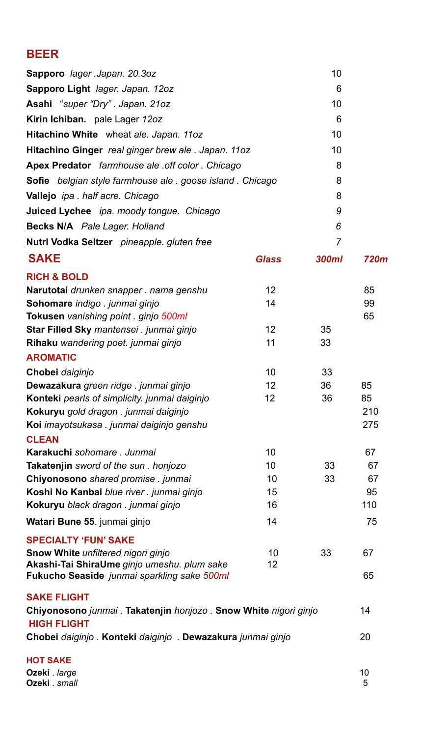## BEER

| | |
|---|---|
| **Sapporo** *lager .Japan. 20.3oz* | 10 |
| **Sapporo Light** *lager. Japan. 12oz* | 6 |
| **Asahi** "*super "Dry" . Japan. 21oz* | 10 |
| **Kirin Ichiban.** pale Lager *12oz* | 6 |
| **Hitachino White** wheat *ale. Japan. 11oz* | 10 |
| **Hitachino Ginger** *real ginger brew ale . Japan. 11oz* | 10 |
| **Apex Predator** *farmhouse ale .off color . Chicago* | 8 |
| **Sofie** *belgian style farmhouse ale . goose island . Chicago* | 8 |
| **Vallejo** *ipa . half acre. Chicago* | 8 |
| **Juiced Lychee** *ipa. moody tongue. Chicago* | 9 |
| **Becks N/A** *Pale Lager. Holland* | 6 |
| **Nutrl Vodka Seltzer** *pineapple. gluten free* | 7 |

## SAKE

| | *Glass* | *300ml* | *720m* |
|---|---|---|---|
| **RICH & BOLD** | | | |
| **Narutotai** *drunken snapper . nama genshu* | 12 | | 85 |
| **Sohomare** *indigo . junmai ginjo* | 14 | | 99 |
| **Tokusen** *vanishing point . ginjo 500ml* | | | 65 |
| **Star Filled Sky** *mantensei . junmai ginjo* | 12 | 35 | |
| **Rihaku** *wandering poet. junmai ginjo* | 11 | 33 | |
| **AROMATIC** | | | |
| **Chobei** *daiginjo* | 10 | 33 | |
| **Dewazakura** *green ridge . junmai ginjo* | 12 | 36 | 85 |
| **Konteki** *pearls of simplicity. junmai daiginjo* | 12 | 36 | 85 |
| **Kokuryu** *gold dragon . junmai daiginjo* | | | 210 |
| **Koi** *imayotsukasa . junmai daiginjo genshu* | | | 275 |
| **CLEAN** | | | |
| **Karakuchi** *sohomare . Junmai* | 10 | | 67 |
| **Takatenjin** *sword of the sun . honjozo* | 10 | 33 | 67 |
| **Chiyonosono** *shared promise . junmai* | 10 | 33 | 67 |
| **Koshi No Kanbai** *blue river . junmai ginjo* | 15 | | 95 |
| **Kokuryu** *black dragon . junmai ginjo* | 16 | | 110 |
| **Watari Bune 55**. junmai ginjo | 14 | | 75 |
| **SPECIALTY 'FUN' SAKE** | | | |
| **Snow White** *unfiltered nigori ginjo* | 10 | 33 | 67 |
| **Akashi-Tai ShiraUme** *ginjo umeshu. plum sake* | 12 | | |
| **Fukucho Seaside** *junmai sparkling sake 500ml* | | | 65 |

### SAKE FLIGHT

**Chiyonosono** *junmai* . **Takatenjin** *honjozo* . **Snow White** *nigori ginjo* — 14

### HIGH FLIGHT

**Chobei** *daiginjo* . **Konteki** *daiginjo* . **Dewazakura** *junmai ginjo* — 20

### HOT SAKE

| | |
|---|---|
| **Ozeki** . *large* | 10 |
| **Ozeki** . *small* | 5 |